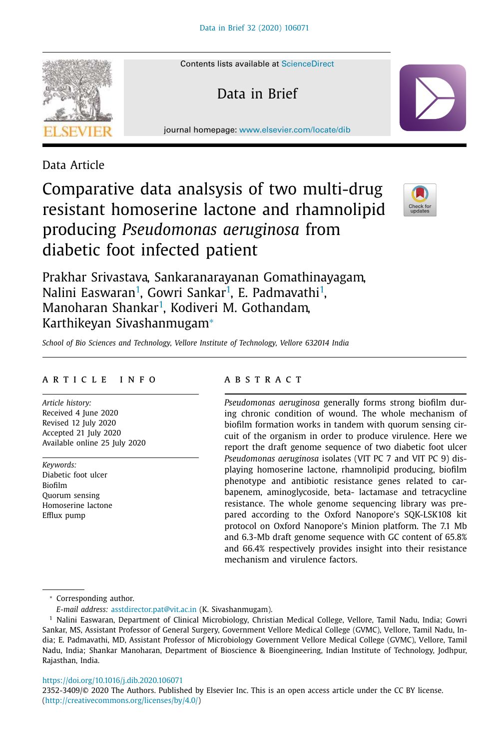Contents lists available at ScienceDirect

Data in Brief

journal homepage: www.elsevier.com/locate/dib

Data Article

# Comparative data analsysis of two multi-drug resistant homoserine lactone and rhamnolipid producing *Pseudomonas aeruginosa* from diabetic foot infected patient

Prakhar Srivastava, Sankaranarayanan Gomathinayagam, Nalini Easwaran[1], Gowri Sankar[1], E. Padmavathi[1], Manoharan Shankar[1], Kodiveri M. Gothandam, Karthikeyan Sivashanmugam*

*School of Bio Sciences and Technology, Vellore Institute of Technology, Vellore 632014 India*

## ARTICLE INFO

*Article history:*
Received 4 June 2020
Revised 12 July 2020
Accepted 21 July 2020
Available online 25 July 2020

*Keywords:*
Diabetic foot ulcer
Biofilm
Quorum sensing
Homoserine lactone
Efflux pump

## ABSTRACT

*Pseudomonas aeruginosa* generally forms strong biofilm during chronic condition of wound. The whole mechanism of biofilm formation works in tandem with quorum sensing circuit of the organism in order to produce virulence. Here we report the draft genome sequence of two diabetic foot ulcer *Pseudomonas aeruginosa* isolates (VIT PC 7 and VIT PC 9) displaying homoserine lactone, rhamnolipid producing, biofilm phenotype and antibiotic resistance genes related to carbapenem, aminoglycoside, beta- lactamase and tetracycline resistance. The whole genome sequencing library was prepared according to the Oxford Nanopore's SQK-LSK108 kit protocol on Oxford Nanopore's Minion platform. The 7.1 Mb and 6.3-Mb draft genome sequence with GC content of 65.8% and 66.4% respectively provides insight into their resistance mechanism and virulence factors.

* Corresponding author.
*E-mail address:* asstdirector.pat@vit.ac.in (K. Sivashanmugam).

[1] Nalini Easwaran, Department of Clinical Microbiology, Christian Medical College, Vellore, Tamil Nadu, India; Gowri Sankar, MS, Assistant Professor of General Surgery, Government Vellore Medical College (GVMC), Vellore, Tamil Nadu, India; E. Padmavathi, MD, Assistant Professor of Microbiology Government Vellore Medical College (GVMC), Vellore, Tamil Nadu, India; Shankar Manoharan, Department of Bioscience & Bioengineering, Indian Institute of Technology, Jodhpur, Rajasthan, India.

https://doi.org/10.1016/j.dib.2020.106071
2352-3409/© 2020 The Authors. Published by Elsevier Inc. This is an open access article under the CC BY license. (http://creativecommons.org/licenses/by/4.0/)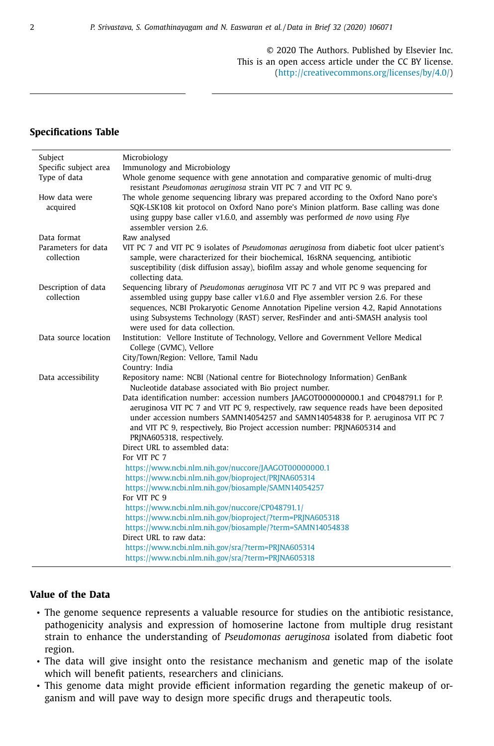© 2020 The Authors. Published by Elsevier Inc.
This is an open access article under the CC BY license.
(http://creativecommons.org/licenses/by/4.0/)

## Specifications Table

| | |
|---|---|
| Subject | Microbiology |
| Specific subject area | Immunology and Microbiology |
| Type of data | Whole genome sequence with gene annotation and comparative genomic of multi-drug resistant *Pseudomonas aeruginosa* strain VIT PC 7 and VIT PC 9. |
| How data were acquired | The whole genome sequencing library was prepared according to the Oxford Nano pore's SQK-LSK108 kit protocol on Oxford Nano pore's Minion platform. Base calling was done using guppy base caller v1.6.0, and assembly was performed *de novo* using *Flye* assembler version 2.6. |
| Data format | Raw analysed |
| Parameters for data collection | VIT PC 7 and VIT PC 9 isolates of *Pseudomonas aeruginosa* from diabetic foot ulcer patient's sample, were characterized for their biochemical, 16sRNA sequencing, antibiotic susceptibility (disk diffusion assay), biofilm assay and whole genome sequencing for collecting data. |
| Description of data collection | Sequencing library of *Pseudomonas aeruginosa* VIT PC 7 and VIT PC 9 was prepared and assembled using guppy base caller v1.6.0 and Flye assembler version 2.6. For these sequences, NCBI Prokaryotic Genome Annotation Pipeline version 4.2, Rapid Annotations using Subsystems Technology (RAST) server, ResFinder and anti-SMASH analysis tool were used for data collection. |
| Data source location | Institution: Vellore Institute of Technology, Vellore and Government Vellore Medical College (GVMC), Vellore<br>City/Town/Region: Vellore, Tamil Nadu<br>Country: India |
| Data accessibility | Repository name: NCBI (National centre for Biotechnology Information) GenBank Nucleotide database associated with Bio project number.<br>Data identification number: accession numbers JAAGOT000000000.1 and CP048791.1 for P. aeruginosa VIT PC 7 and VIT PC 9, respectively, raw sequence reads have been deposited under accession numbers SAMN14054257 and SAMN14054838 for P. aeruginosa VIT PC 7 and VIT PC 9, respectively, Bio Project accession number: PRJNA605314 and PRJNA605318, respectively.<br>Direct URL to assembled data:<br>For VIT PC 7<br>https://www.ncbi.nlm.nih.gov/nuccore/JAAGOT00000000.1<br>https://www.ncbi.nlm.nih.gov/bioproject/PRJNA605314<br>https://www.ncbi.nlm.nih.gov/biosample/SAMN14054257<br>For VIT PC 9<br>https://www.ncbi.nlm.nih.gov/nuccore/CP048791.1/<br>https://www.ncbi.nlm.nih.gov/bioproject/?term=PRJNA605318<br>https://www.ncbi.nlm.nih.gov/biosample/?term=SAMN14054838<br>Direct URL to raw data:<br>https://www.ncbi.nlm.nih.gov/sra/?term=PRJNA605314<br>https://www.ncbi.nlm.nih.gov/sra/?term=PRJNA605318 |

## Value of the Data

- The genome sequence represents a valuable resource for studies on the antibiotic resistance, pathogenicity analysis and expression of homoserine lactone from multiple drug resistant strain to enhance the understanding of *Pseudomonas aeruginosa* isolated from diabetic foot region.
- The data will give insight onto the resistance mechanism and genetic map of the isolate which will benefit patients, researchers and clinicians.
- This genome data might provide efficient information regarding the genetic makeup of organism and will pave way to design more specific drugs and therapeutic tools.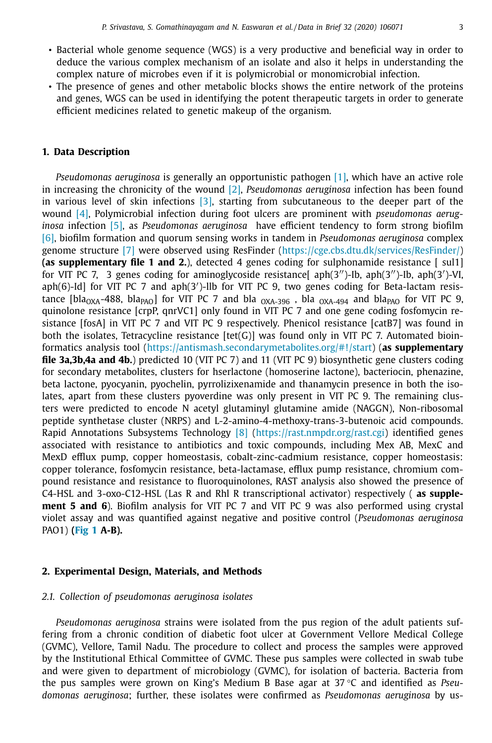- Bacterial whole genome sequence (WGS) is a very productive and beneficial way in order to deduce the various complex mechanism of an isolate and also it helps in understanding the complex nature of microbes even if it is polymicrobial or monomicrobial infection.
- The presence of genes and other metabolic blocks shows the entire network of the proteins and genes, WGS can be used in identifying the potent therapeutic targets in order to generate efficient medicines related to genetic makeup of the organism.

## 1. Data Description

*Pseudomonas aeruginosa* is generally an opportunistic pathogen [1], which have an active role in increasing the chronicity of the wound [2], *Pseudomonas aeruginosa* infection has been found in various level of skin infections [3], starting from subcutaneous to the deeper part of the wound [4], Polymicrobial infection during foot ulcers are prominent with *pseudomonas aeruginosa* infection [5], as *Pseudomonas aeruginosa* have efficient tendency to form strong biofilm [6], biofilm formation and quorum sensing works in tandem in *Pseudomonas aeruginosa* complex genome structure [7] were observed using ResFinder (https://cge.cbs.dtu.dk/services/ResFinder/) **(as supplementary file 1 and 2.**), detected 4 genes coding for sulphonamide resistance [ sul1] for VIT PC 7, 3 genes coding for aminoglycoside resistance[ aph(3′′)-Ib, aph(3′′)-Ib, aph(3′)-VI, aph(6)-Id] for VIT PC 7 and aph(3′)-llb for VIT PC 9, two genes coding for Beta-lactam resistance [$bla_{OXA}$-488, $bla_{PAO}$] for VIT PC 7 and bla $_{OXA-396}$ , bla $_{OXA-494}$ and $bla_{PAO}$ for VIT PC 9, quinolone resistance [crpP, qnrVC1] only found in VIT PC 7 and one gene coding fosfomycin resistance [fosA] in VIT PC 7 and VIT PC 9 respectively. Phenicol resistance [catB7] was found in both the isolates, Tetracycline resistance [tet(G)] was found only in VIT PC 7. Automated bioinformatics analysis tool (https://antismash.secondarymetabolites.org/#!/start) (**as supplementary file 3a,3b,4a and 4b.**) predicted 10 (VIT PC 7) and 11 (VIT PC 9) biosynthetic gene clusters coding for secondary metabolites, clusters for hserlactone (homoserine lactone), bacteriocin, phenazine, beta lactone, pyocyanin, pyochelin, pyrrolizixenamide and thanamycin presence in both the isolates, apart from these clusters pyoverdine was only present in VIT PC 9. The remaining clusters were predicted to encode N acetyl glutaminyl glutamine amide (NAGGN), Non-ribosomal peptide synthetase cluster (NRPS) and L-2-amino-4-methoxy-trans-3-butenoic acid compounds. Rapid Annotations Subsystems Technology [8] (https://rast.nmpdr.org/rast.cgi) identified genes associated with resistance to antibiotics and toxic compounds, including Mex AB, MexC and MexD efflux pump, copper homeostasis, cobalt-zinc-cadmium resistance, copper homeostasis: copper tolerance, fosfomycin resistance, beta-lactamase, efflux pump resistance, chromium compound resistance and resistance to fluoroquinolones, RAST analysis also showed the presence of C4-HSL and 3-oxo-C12-HSL (Las R and Rhl R transcriptional activator) respectively ( **as supplement 5 and 6**). Biofilm analysis for VIT PC 7 and VIT PC 9 was also performed using crystal violet assay and was quantified against negative and positive control (*Pseudomonas aeruginosa* PAO1) **(Fig 1 A-B).**

## 2. Experimental Design, Materials, and Methods

### *2.1. Collection of pseudomonas aeruginosa isolates*

*Pseudomonas aeruginosa* strains were isolated from the pus region of the adult patients suffering from a chronic condition of diabetic foot ulcer at Government Vellore Medical College (GVMC), Vellore, Tamil Nadu. The procedure to collect and process the samples were approved by the Institutional Ethical Committee of GVMC. These pus samples were collected in swab tube and were given to department of microbiology (GVMC), for isolation of bacteria. Bacteria from the pus samples were grown on King's Medium B Base agar at 37 °C and identified as *Pseudomonas aeruginosa*; further, these isolates were confirmed as *Pseudomonas aeruginosa* by us-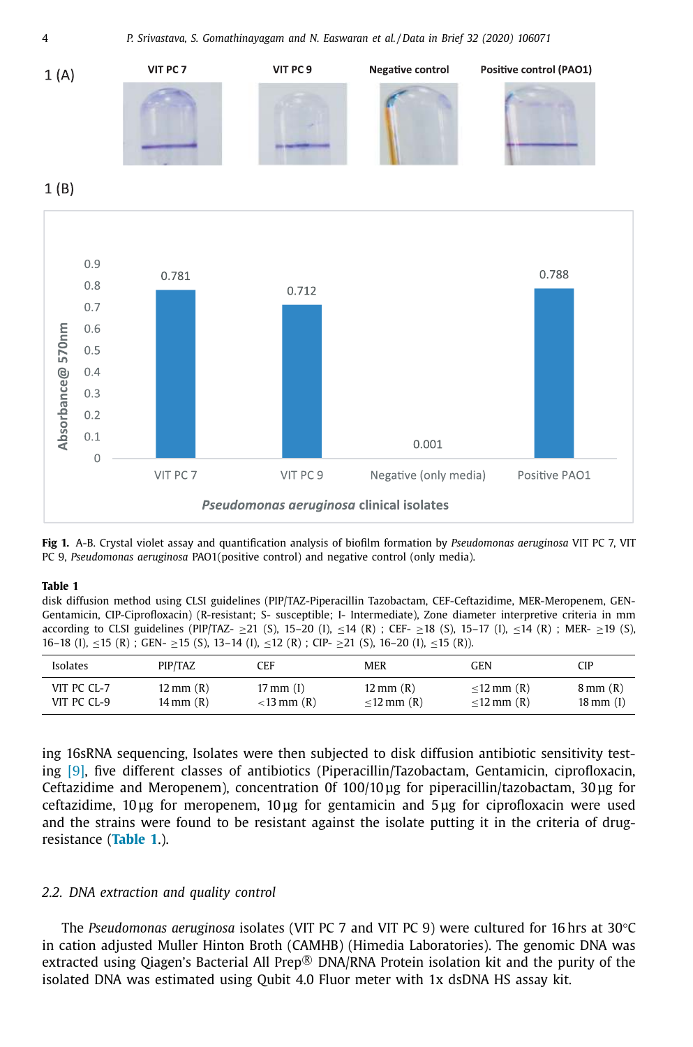Fig 1. A-B. Crystal violet assay and quantification analysis of biofilm formation by *Pseudomonas aeruginosa* VIT PC 7, VIT PC 9, *Pseudomonas aeruginosa* PAO1(positive control) and negative control (only media).

**Table 1**
disk diffusion method using CLSI guidelines (PIP/TAZ-Piperacillin Tazobactam, CEF-Ceftazidime, MER-Meropenem, GEN-Gentamicin, CIP-Ciprofloxacin) (R-resistant; S- susceptible; I- Intermediate), Zone diameter interpretive criteria in mm according to CLSI guidelines (PIP/TAZ- ≥21 (S), 15–20 (I), ≤14 (R) ; CEF- ≥18 (S), 15–17 (I), ≤14 (R) ; MER- ≥19 (S), 16–18 (I), ≤15 (R) ; GEN- ≥15 (S), 13–14 (I), ≤12 (R) ; CIP- ≥21 (S), 16–20 (I), ≤15 (R)).

| Isolates | PIP/TAZ | CEF | MER | GEN | CIP |
|---|---|---|---|---|---|
| VIT PC CL-7 | 12 mm (R) | 17 mm (I) | 12 mm (R) | ≤12 mm (R) | 8 mm (R) |
| VIT PC CL-9 | 14 mm (R) | <13 mm (R) | ≤12 mm (R) | ≤12 mm (R) | 18 mm (I) |

ing 16sRNA sequencing, Isolates were then subjected to disk diffusion antibiotic sensitivity testing [9], five different classes of antibiotics (Piperacillin/Tazobactam, Gentamicin, ciprofloxacin, Ceftazidime and Meropenem), concentration 0f 100/10 µg for piperacillin/tazobactam, 30 µg for ceftazidime, 10 µg for meropenem, 10 µg for gentamicin and 5 µg for ciprofloxacin were used and the strains were found to be resistant against the isolate putting it in the criteria of drug-resistance (**Table 1**.).

### *2.2. DNA extraction and quality control*

The *Pseudomonas aeruginosa* isolates (VIT PC 7 and VIT PC 9) were cultured for 16 hrs at 30°C in cation adjusted Muller Hinton Broth (CAMHB) (Himedia Laboratories). The genomic DNA was extracted using Qiagen's Bacterial All Prep® DNA/RNA Protein isolation kit and the purity of the isolated DNA was estimated using Qubit 4.0 Fluor meter with 1x dsDNA HS assay kit.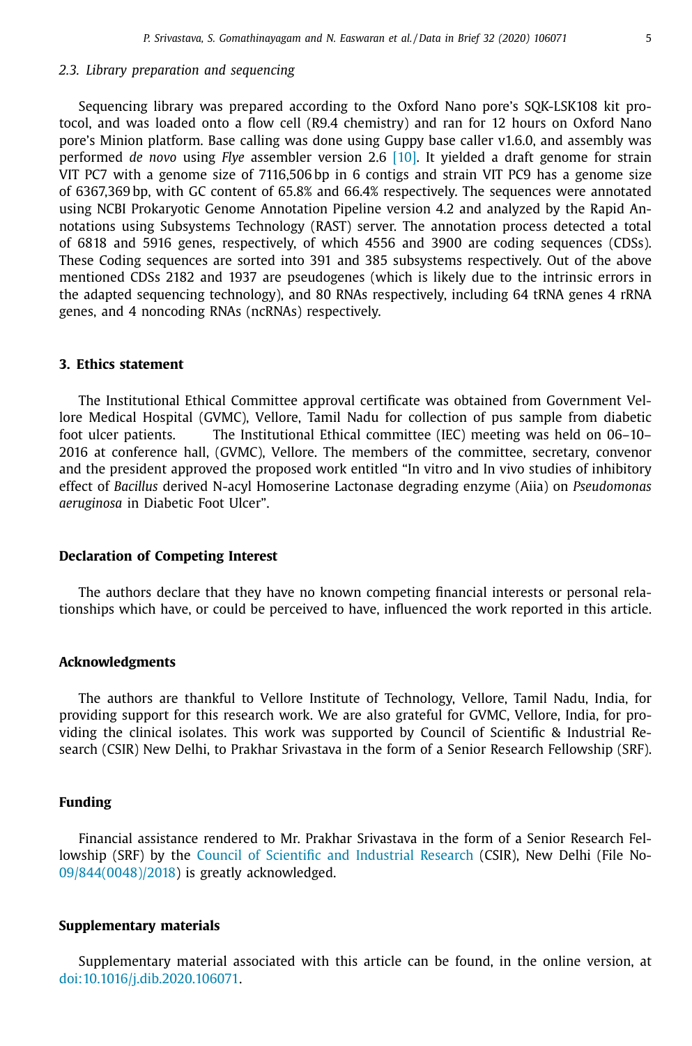### 2.3. Library preparation and sequencing

Sequencing library was prepared according to the Oxford Nano pore's SQK-LSK108 kit protocol, and was loaded onto a flow cell (R9.4 chemistry) and ran for 12 hours on Oxford Nano pore's Minion platform. Base calling was done using Guppy base caller v1.6.0, and assembly was performed *de novo* using *Flye* assembler version 2.6 [10]. It yielded a draft genome for strain VIT PC7 with a genome size of 7116,506 bp in 6 contigs and strain VIT PC9 has a genome size of 6367,369 bp, with GC content of 65.8% and 66.4% respectively. The sequences were annotated using NCBI Prokaryotic Genome Annotation Pipeline version 4.2 and analyzed by the Rapid Annotations using Subsystems Technology (RAST) server. The annotation process detected a total of 6818 and 5916 genes, respectively, of which 4556 and 3900 are coding sequences (CDSs). These Coding sequences are sorted into 391 and 385 subsystems respectively. Out of the above mentioned CDSs 2182 and 1937 are pseudogenes (which is likely due to the intrinsic errors in the adapted sequencing technology), and 80 RNAs respectively, including 64 tRNA genes 4 rRNA genes, and 4 noncoding RNAs (ncRNAs) respectively.

## 3. Ethics statement

The Institutional Ethical Committee approval certificate was obtained from Government Vellore Medical Hospital (GVMC), Vellore, Tamil Nadu for collection of pus sample from diabetic foot ulcer patients. The Institutional Ethical committee (IEC) meeting was held on 06–10–2016 at conference hall, (GVMC), Vellore. The members of the committee, secretary, convenor and the president approved the proposed work entitled "In vitro and In vivo studies of inhibitory effect of *Bacillus* derived N-acyl Homoserine Lactonase degrading enzyme (Aiia) on *Pseudomonas aeruginosa* in Diabetic Foot Ulcer".

## Declaration of Competing Interest

The authors declare that they have no known competing financial interests or personal relationships which have, or could be perceived to have, influenced the work reported in this article.

## Acknowledgments

The authors are thankful to Vellore Institute of Technology, Vellore, Tamil Nadu, India, for providing support for this research work. We are also grateful for GVMC, Vellore, India, for providing the clinical isolates. This work was supported by Council of Scientific & Industrial Research (CSIR) New Delhi, to Prakhar Srivastava in the form of a Senior Research Fellowship (SRF).

## Funding

Financial assistance rendered to Mr. Prakhar Srivastava in the form of a Senior Research Fellowship (SRF) by the Council of Scientific and Industrial Research (CSIR), New Delhi (File No-09/844(0048)/2018) is greatly acknowledged.

## Supplementary materials

Supplementary material associated with this article can be found, in the online version, at doi:10.1016/j.dib.2020.106071.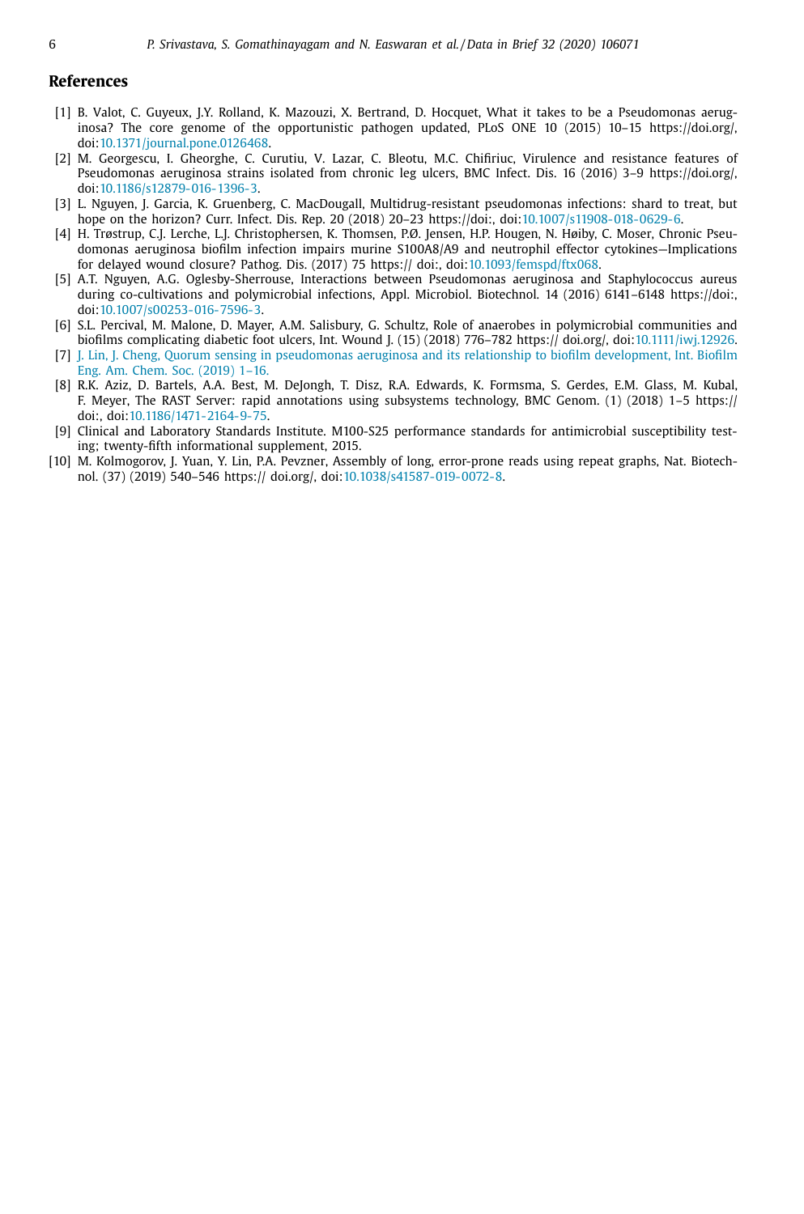## References

[1] B. Valot, C. Guyeux, J.Y. Rolland, K. Mazouzi, X. Bertrand, D. Hocquet, What it takes to be a Pseudomonas aeruginosa? The core genome of the opportunistic pathogen updated, PLoS ONE 10 (2015) 10–15 https://doi.org/, doi:10.1371/journal.pone.0126468.

[2] M. Georgescu, I. Gheorghe, C. Curutiu, V. Lazar, C. Bleotu, M.C. Chifiriuc, Virulence and resistance features of Pseudomonas aeruginosa strains isolated from chronic leg ulcers, BMC Infect. Dis. 16 (2016) 3–9 https://doi.org/, doi:10.1186/s12879-016-1396-3.

[3] L. Nguyen, J. Garcia, K. Gruenberg, C. MacDougall, Multidrug-resistant pseudomonas infections: shard to treat, but hope on the horizon? Curr. Infect. Dis. Rep. 20 (2018) 20–23 https://doi:, doi:10.1007/s11908-018-0629-6.

[4] H. Trøstrup, C.J. Lerche, L.J. Christophersen, K. Thomsen, P.Ø. Jensen, H.P. Hougen, N. Høiby, C. Moser, Chronic Pseudomonas aeruginosa biofilm infection impairs murine S100A8/A9 and neutrophil effector cytokines—Implications for delayed wound closure? Pathog. Dis. (2017) 75 https:// doi:, doi:10.1093/femspd/ftx068.

[5] A.T. Nguyen, A.G. Oglesby-Sherrouse, Interactions between Pseudomonas aeruginosa and Staphylococcus aureus during co-cultivations and polymicrobial infections, Appl. Microbiol. Biotechnol. 14 (2016) 6141–6148 https://doi:, doi:10.1007/s00253-016-7596-3.

[6] S.L. Percival, M. Malone, D. Mayer, A.M. Salisbury, G. Schultz, Role of anaerobes in polymicrobial communities and biofilms complicating diabetic foot ulcers, Int. Wound J. (15) (2018) 776–782 https:// doi.org/, doi:10.1111/iwj.12926.

[7] J. Lin, J. Cheng, Quorum sensing in pseudomonas aeruginosa and its relationship to biofilm development, Int. Biofilm Eng. Am. Chem. Soc. (2019) 1–16.

[8] R.K. Aziz, D. Bartels, A.A. Best, M. DeJongh, T. Disz, R.A. Edwards, K. Formsma, S. Gerdes, E.M. Glass, M. Kubal, F. Meyer, The RAST Server: rapid annotations using subsystems technology, BMC Genom. (1) (2018) 1–5 https:// doi:, doi:10.1186/1471-2164-9-75.

[9] Clinical and Laboratory Standards Institute. M100-S25 performance standards for antimicrobial susceptibility testing; twenty-fifth informational supplement, 2015.

[10] M. Kolmogorov, J. Yuan, Y. Lin, P.A. Pevzner, Assembly of long, error-prone reads using repeat graphs, Nat. Biotechnol. (37) (2019) 540–546 https:// doi.org/, doi:10.1038/s41587-019-0072-8.